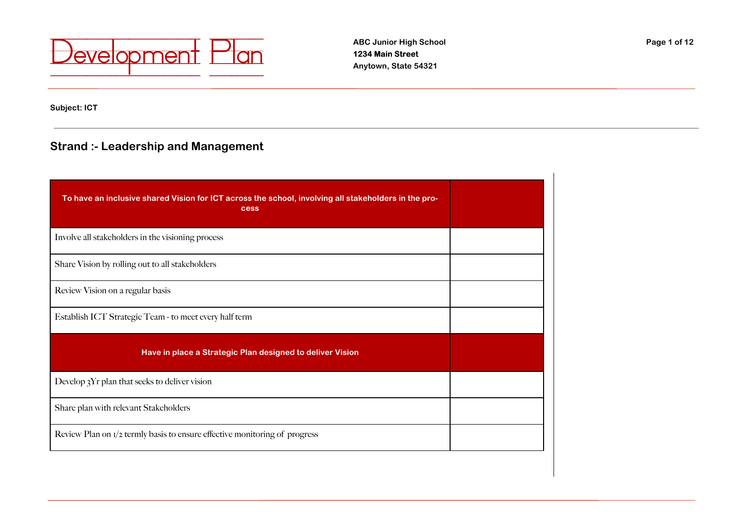# Development Plan

**ABC Junior High School**
**1234 Main Street**
**Anytown, State 54321**

**Subject: ICT**

## Strand :- Leadership and Management

| To have an inclusive shared Vision for ICT across the school, involving all stakeholders in the process | |
|---|---|
| Involve all stakeholders in the visioning process | |
| Share Vision by rolling out to all stakeholders | |
| Review Vision on a regular basis | |
| Establish ICT Strategic Team - to meet every half term | |
| **Have in place a Strategic Plan designed to deliver Vision** | |
| Develop 3Yr plan that seeks to deliver vision | |
| Share plan with relevant Stakeholders | |
| Review Plan on 1/2 termly basis to ensure effective monitoring of progress | |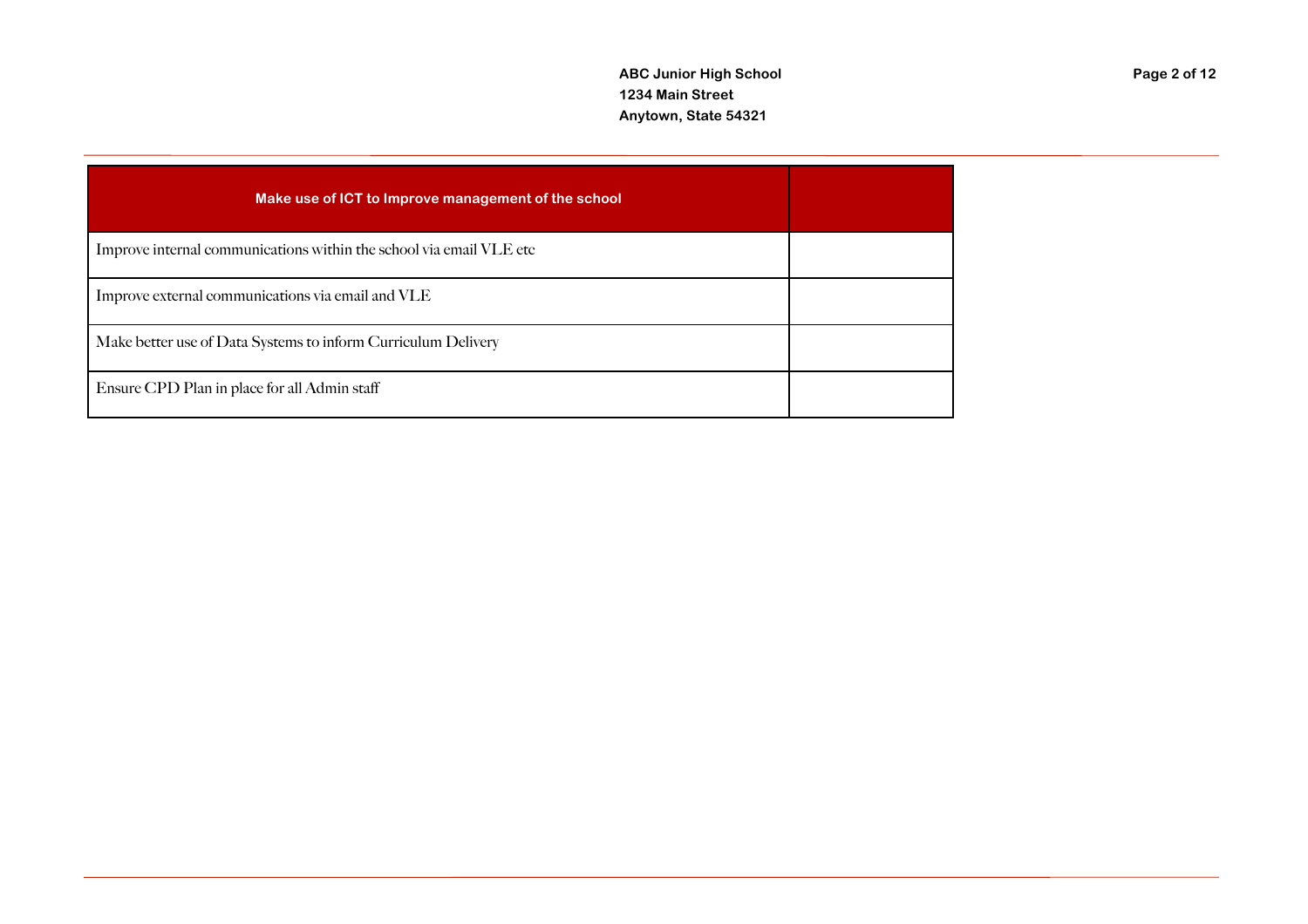| Make use of ICT to Improve management of the school | |
|---|---|
| Improve internal communications within the school via email VLE etc | |
| Improve external communications via email and VLE | |
| Make better use of Data Systems to inform Curriculum Delivery | |
| Ensure CPD Plan in place for all Admin staff | |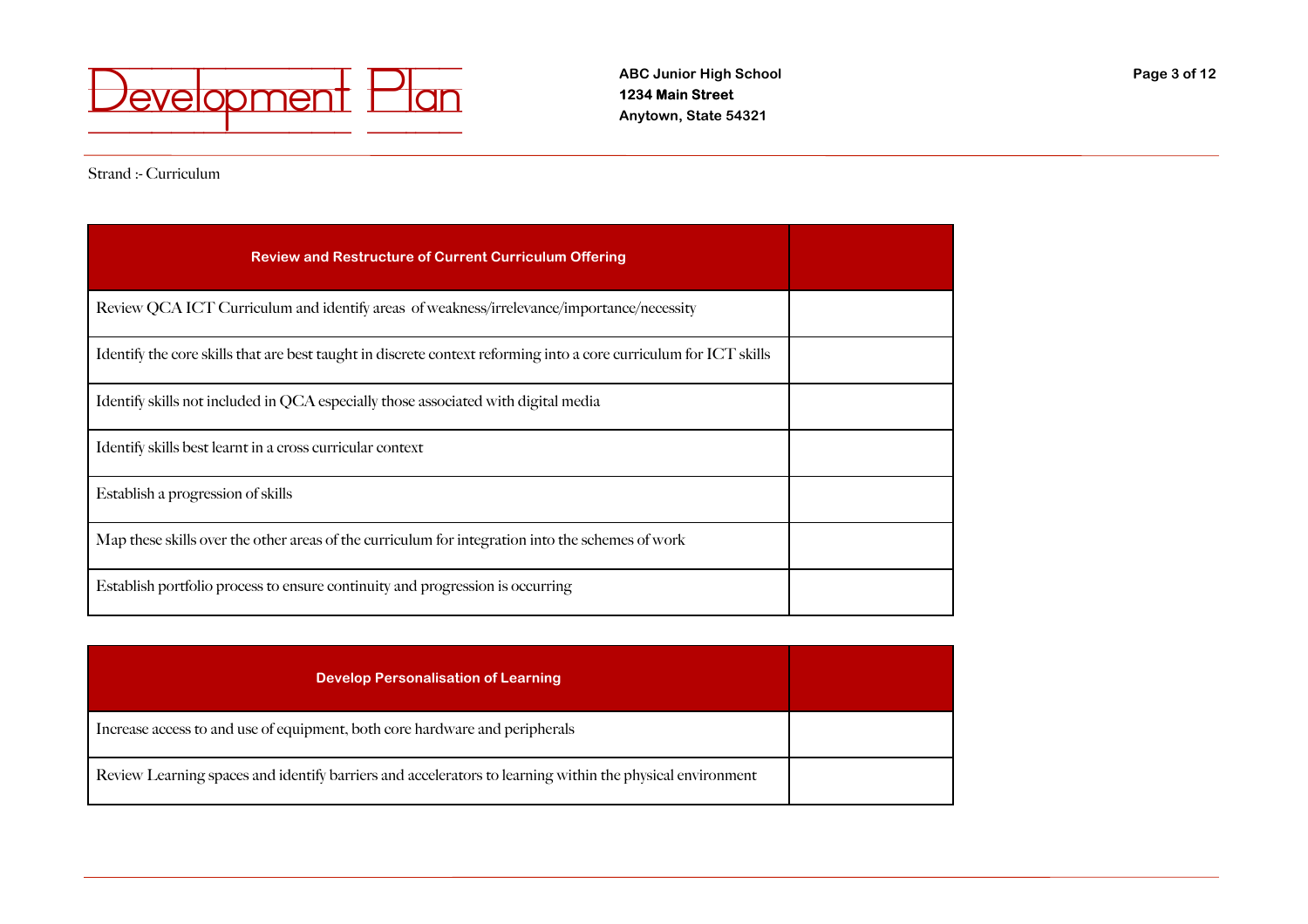Strand :- Curriculum

| Review and Restructure of Current Curriculum Offering | |
|---|---|
| Review QCA ICT Curriculum and identify areas of weakness/irrelevance/importance/necessity | |
| Identify the core skills that are best taught in discrete context reforming into a core curriculum for ICT skills | |
| Identify skills not included in QCA especially those associated with digital media | |
| Identify skills best learnt in a cross curricular context | |
| Establish a progression of skills | |
| Map these skills over the other areas of the curriculum for integration into the schemes of work | |
| Establish portfolio process to ensure continuity and progression is occurring | |

| Develop Personalisation of Learning | |
|---|---|
| Increase access to and use of equipment, both core hardware and peripherals | |
| Review Learning spaces and identify barriers and accelerators to learning within the physical environment | |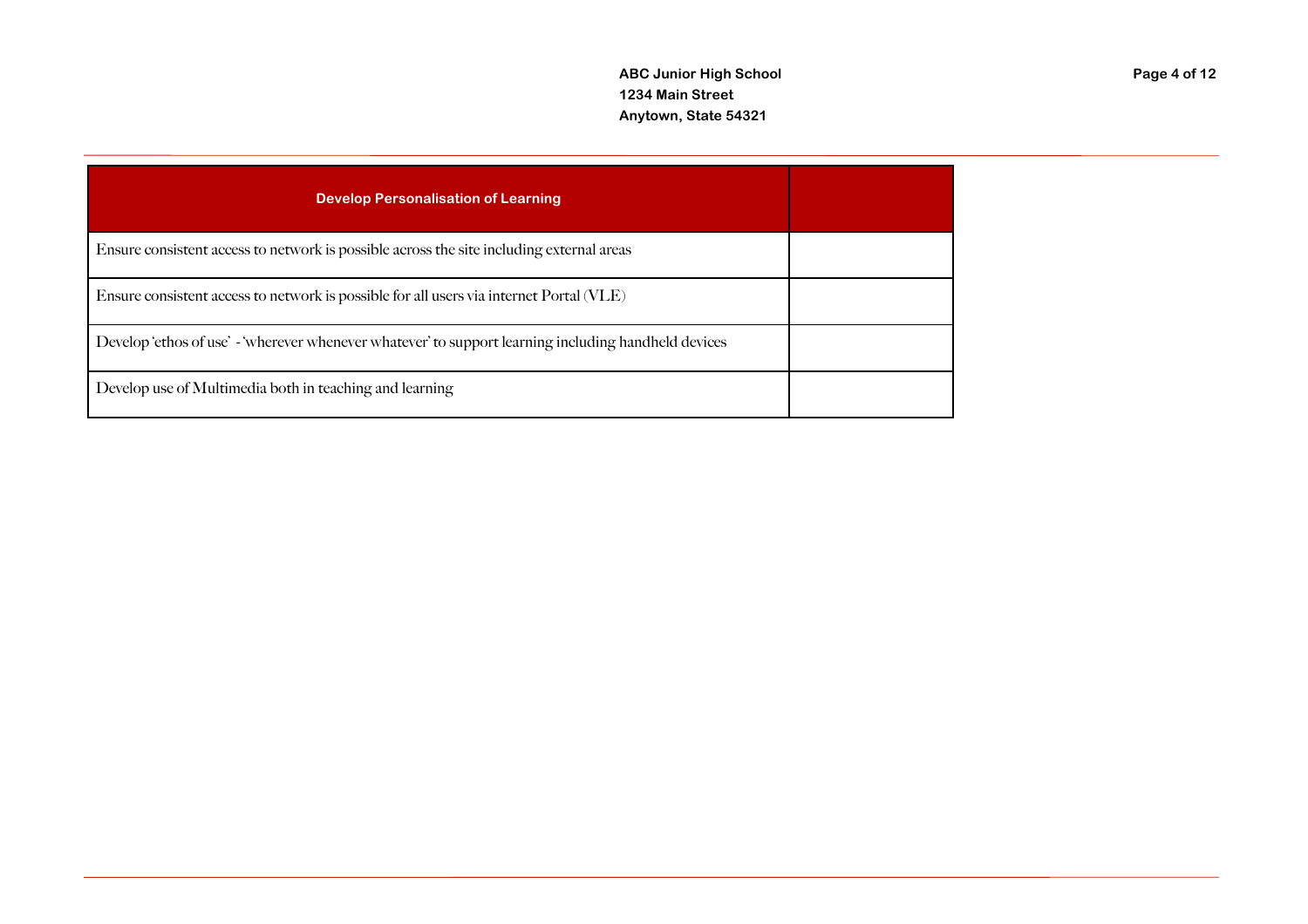| Develop Personalisation of Learning | |
|---|---|
| Ensure consistent access to network is possible across the site including external areas | |
| Ensure consistent access to network is possible for all users via internet Portal (VLE) | |
| Develop 'ethos of use' - 'wherever whenever whatever' to support learning including handheld devices | |
| Develop use of Multimedia both in teaching and learning | |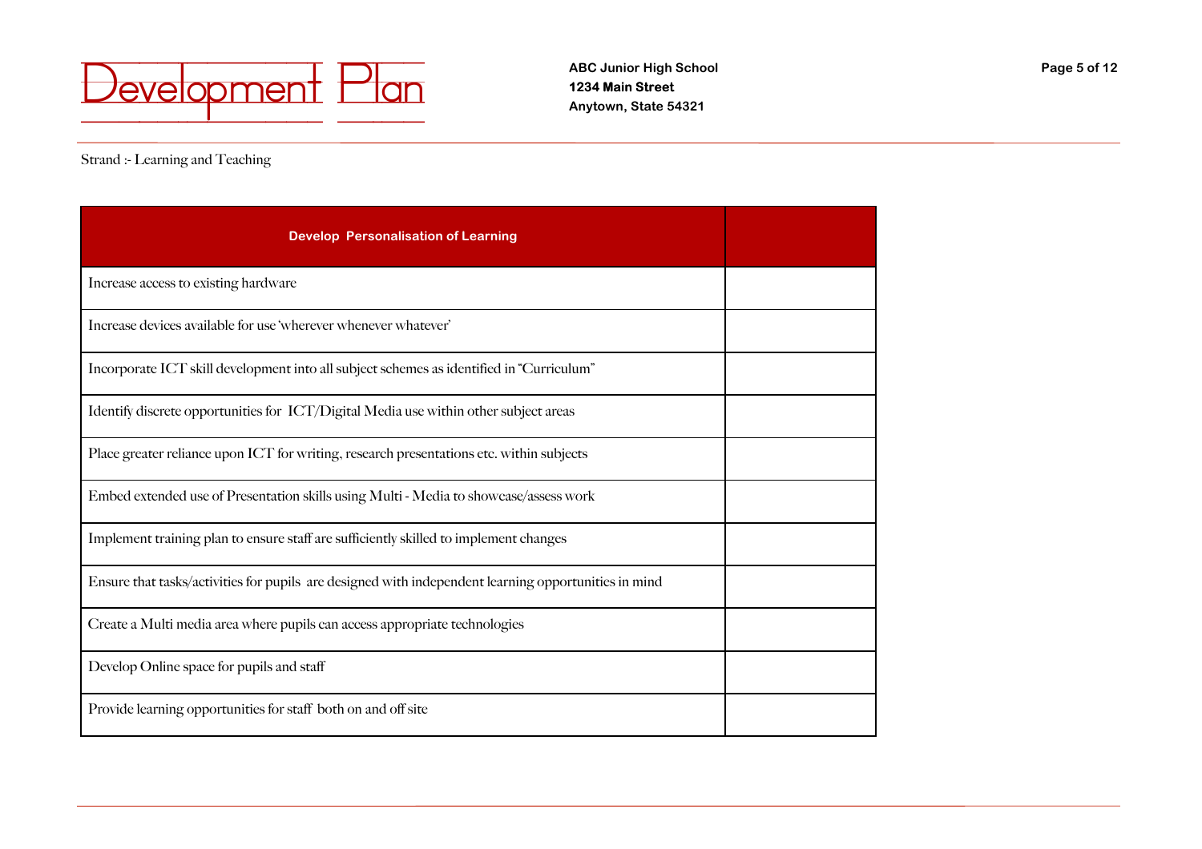Strand :- Learning and Teaching

| Develop Personalisation of Learning | |
|---|---|
| Increase access to existing hardware | |
| Increase devices available for use 'wherever whenever whatever' | |
| Incorporate ICT skill development into all subject schemes as identified in "Curriculum" | |
| Identify discrete opportunities for ICT/Digital Media use within other subject areas | |
| Place greater reliance upon ICT for writing, research presentations etc. within subjects | |
| Embed extended use of Presentation skills using Multi - Media to showcase/assess work | |
| Implement training plan to ensure staff are sufficiently skilled to implement changes | |
| Ensure that tasks/activities for pupils are designed with independent learning opportunities in mind | |
| Create a Multi media area where pupils can access appropriate technologies | |
| Develop Online space for pupils and staff | |
| Provide learning opportunities for staff both on and off site | |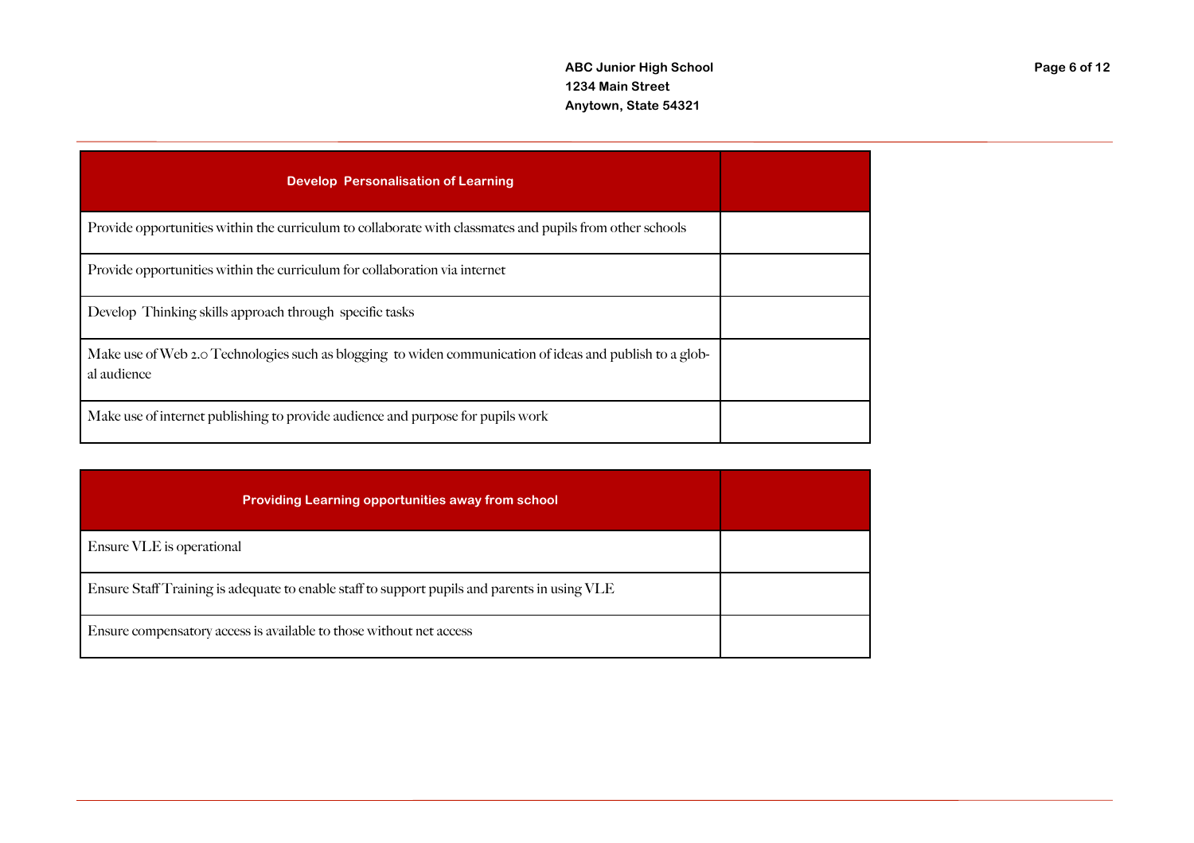| Develop Personalisation of Learning | |
|---|---|
| Provide opportunities within the curriculum to collaborate with classmates and pupils from other schools | |
| Provide opportunities within the curriculum for collaboration via internet | |
| Develop Thinking skills approach through specific tasks | |
| Make use of Web 2.0 Technologies such as blogging to widen communication of ideas and publish to a global audience | |
| Make use of internet publishing to provide audience and purpose for pupils work | |

| Providing Learning opportunities away from school | |
|---|---|
| Ensure VLE is operational | |
| Ensure Staff Training is adequate to enable staff to support pupils and parents in using VLE | |
| Ensure compensatory access is available to those without net access | |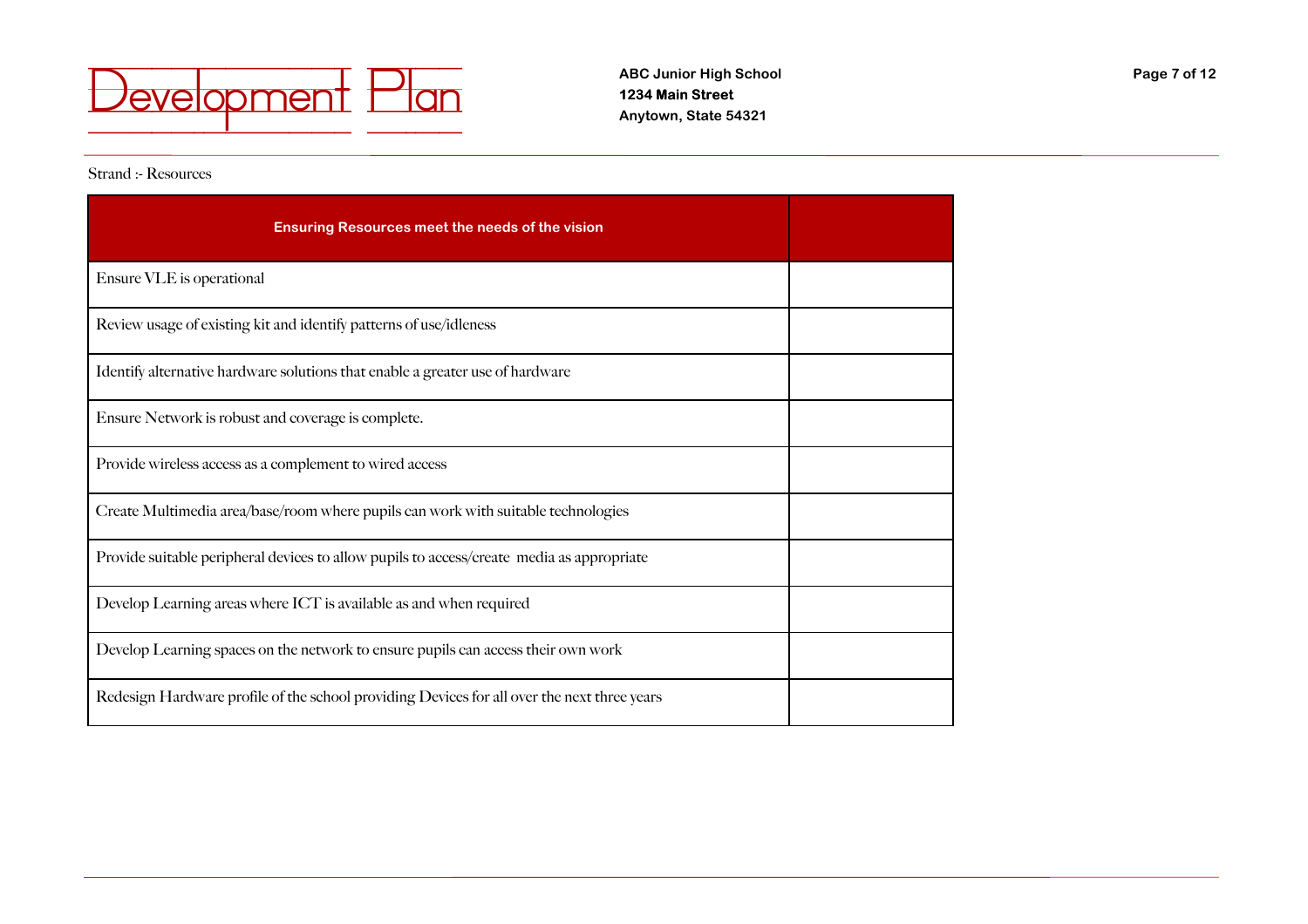Strand :- Resources

| Ensuring Resources meet the needs of the vision | |
|---|---|
| Ensure VLE is operational | |
| Review usage of existing kit and identify patterns of use/idleness | |
| Identify alternative hardware solutions that enable a greater use of hardware | |
| Ensure Network is robust and coverage is complete. | |
| Provide wireless access as a complement to wired access | |
| Create Multimedia area/base/room where pupils can work with suitable technologies | |
| Provide suitable peripheral devices to allow pupils to access/create media as appropriate | |
| Develop Learning areas where ICT is available as and when required | |
| Develop Learning spaces on the network to ensure pupils can access their own work | |
| Redesign Hardware profile of the school providing Devices for all over the next three years | |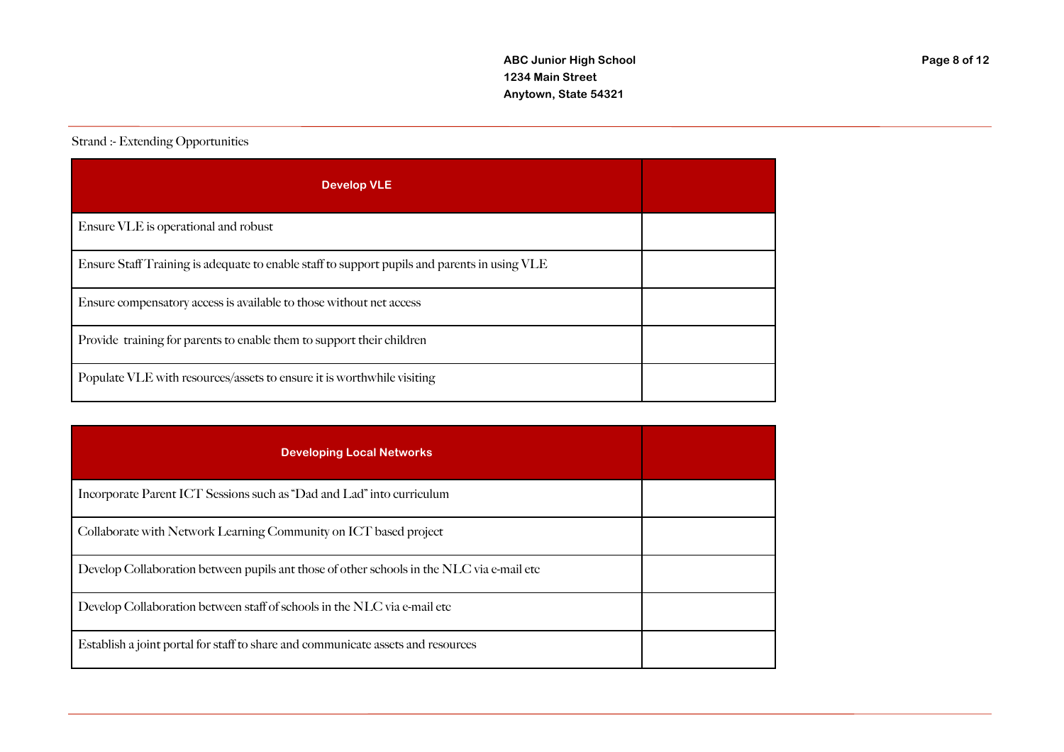Strand :- Extending Opportunities

| Develop VLE | |
|---|---|
| Ensure VLE is operational and robust | |
| Ensure Staff Training is adequate to enable staff to support pupils and parents in using VLE | |
| Ensure compensatory access is available to those without net access | |
| Provide  training for parents to enable them to support their children | |
| Populate VLE with resources/assets to ensure it is worthwhile visiting | |

| Developing Local Networks | |
|---|---|
| Incorporate Parent ICT Sessions such as "Dad and Lad" into curriculum | |
| Collaborate with Network Learning Community on ICT based project | |
| Develop Collaboration between pupils ant those of other schools in the NLC via e-mail etc | |
| Develop Collaboration between staff of schools in the NLC via e-mail etc | |
| Establish a joint portal for staff to share and communicate assets and resources | |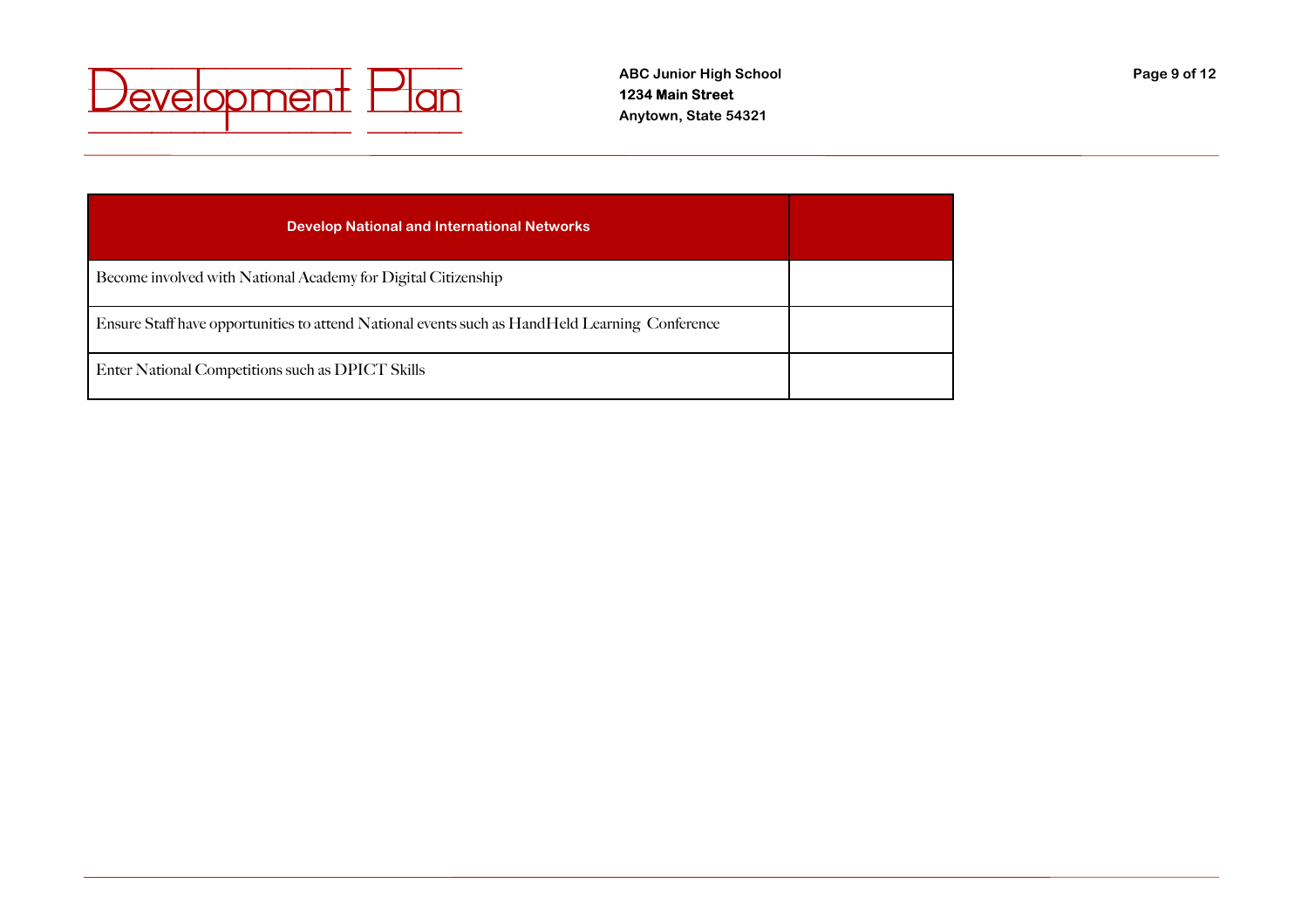| Develop National and International Networks | |
| --- | --- |
| Become involved with National Academy for Digital Citizenship | |
| Ensure Staff have opportunities to attend National events such as HandHeld Learning Conference | |
| Enter National Competitions such as DPICT Skills | |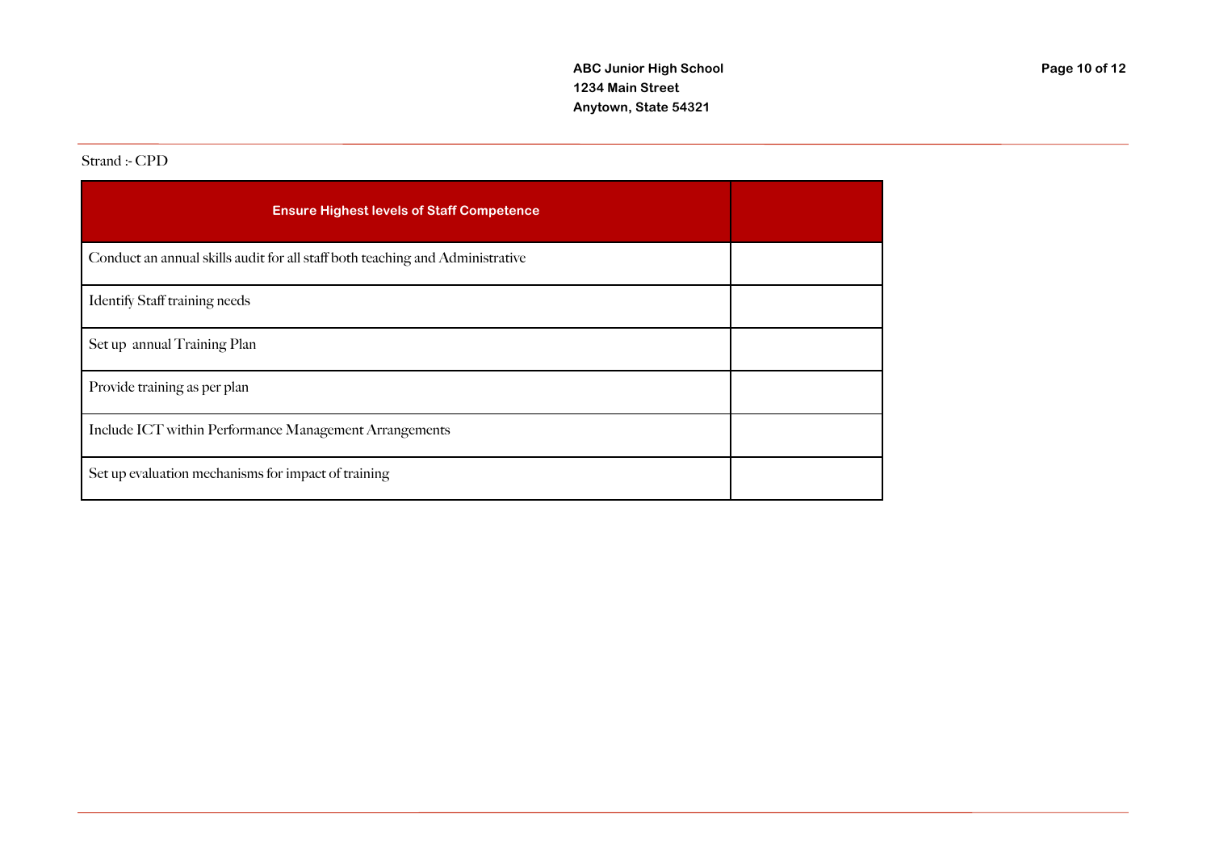Strand :- CPD

| Ensure Highest levels of Staff Competence | |
|---|---|
| Conduct an annual skills audit for all staff both teaching and Administrative | |
| Identify Staff training needs | |
| Set up annual Training Plan | |
| Provide training as per plan | |
| Include ICT within Performance Management Arrangements | |
| Set up evaluation mechanisms for impact of training | |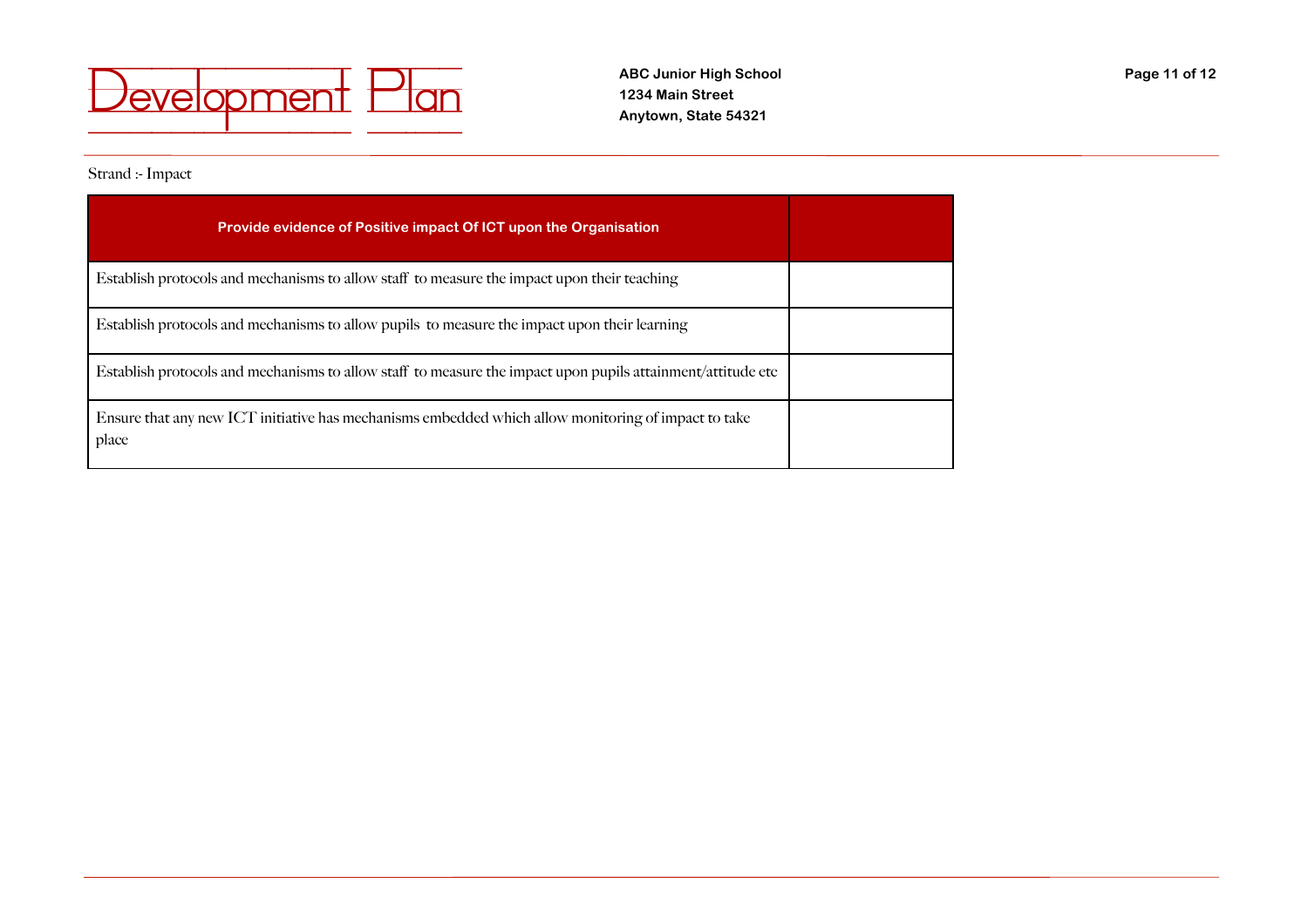Strand :- Impact

| Provide evidence of Positive impact Of ICT upon the Organisation | |
|---|---|
| Establish protocols and mechanisms to allow staff to measure the impact upon their teaching | |
| Establish protocols and mechanisms to allow pupils to measure the impact upon their learning | |
| Establish protocols and mechanisms to allow staff to measure the impact upon pupils attainment/attitude etc | |
| Ensure that any new ICT initiative has mechanisms embedded which allow monitoring of impact to take place | |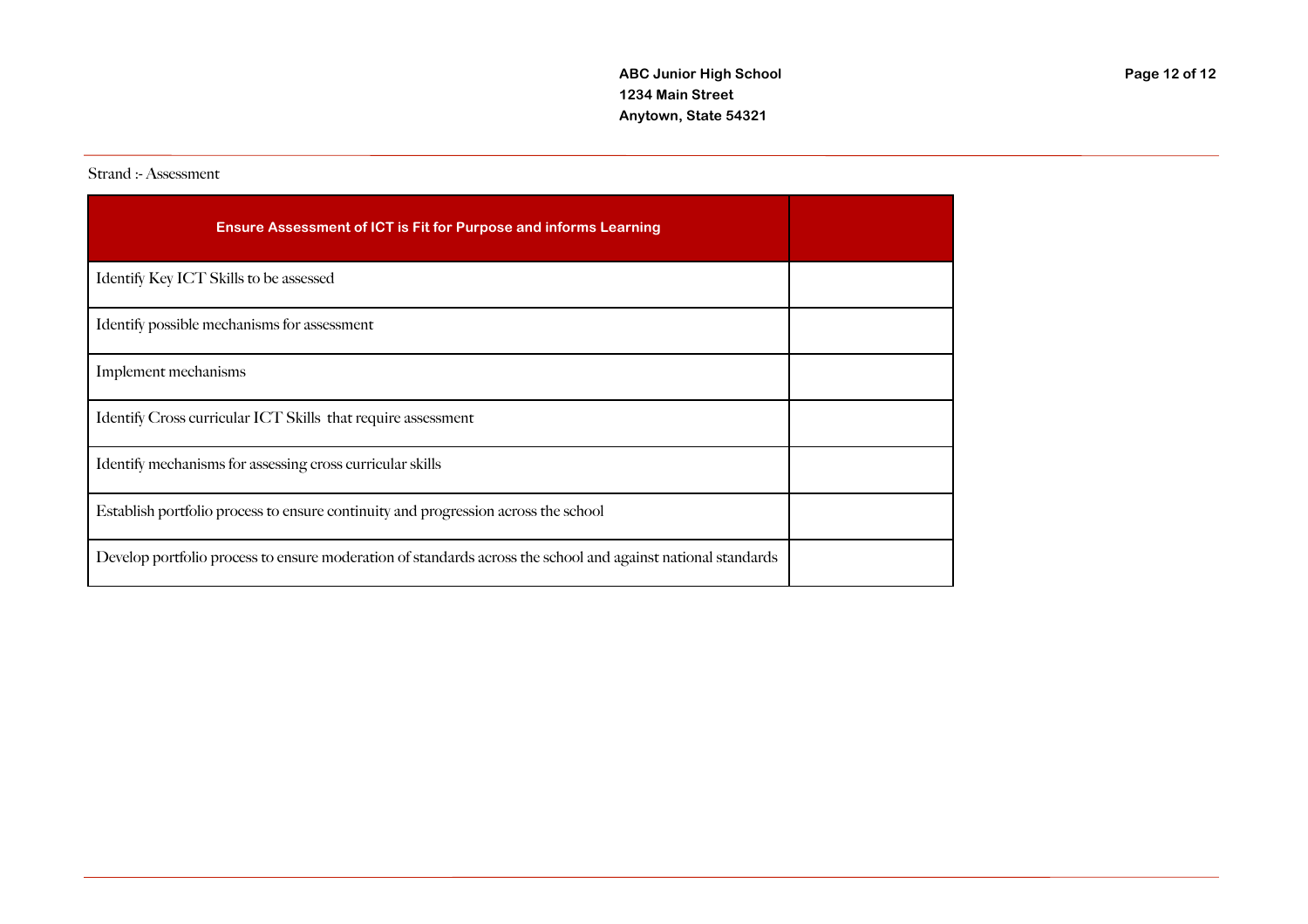Strand :- Assessment

| Ensure Assessment of ICT is Fit for Purpose and informs Learning | |
| --- | --- |
| Identify Key ICT Skills to be assessed | |
| Identify possible mechanisms for assessment | |
| Implement mechanisms | |
| Identify Cross curricular ICT Skills that require assessment | |
| Identify mechanisms for assessing cross curricular skills | |
| Establish portfolio process to ensure continuity and progression across the school | |
| Develop portfolio process to ensure moderation of standards across the school and against national standards | |